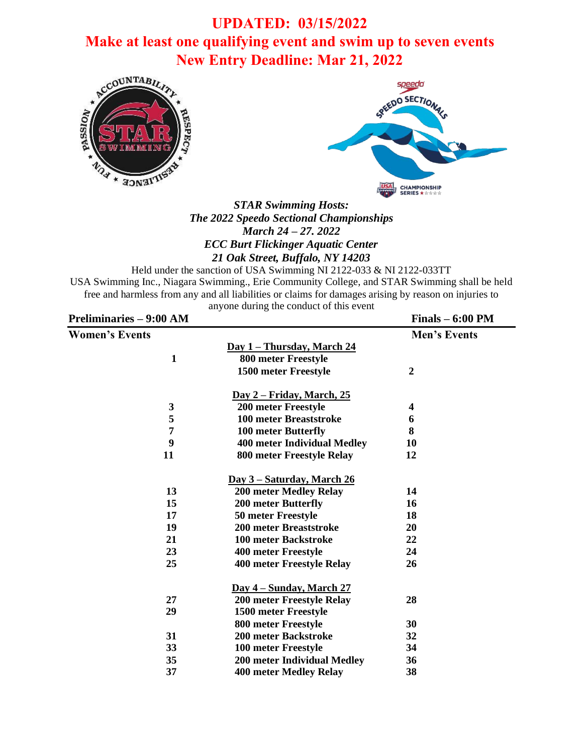# UPDATED: 03/15/2022

## Make at least one qualifying event and swim up to seven events

## New Entry Deadline: Mar 21, 2022

***STAR Swimming Hosts:***
***The 2022 Speedo Sectional Championships***
***March 24 – 27. 2022***
***ECC Burt Flickinger Aquatic Center***
***21 Oak Street, Buffalo, NY 14203***

Held under the sanction of USA Swimming NI 2122-033 & NI 2122-033TT

USA Swimming Inc., Niagara Swimming., Erie Community College, and STAR Swimming shall be held free and harmless from any and all liabilities or claims for damages arising by reason on injuries to anyone during the conduct of this event

| **Preliminaries – 9:00 AM** | | **Finals – 6:00 PM** |
|---|---|---|
| **Women's Events** | | **Men's Events** |
| | **Day 1 – Thursday, March 24** | |
| 1 | 800 meter Freestyle | |
| | 1500 meter Freestyle | 2 |
| | **Day 2 – Friday, March, 25** | |
| 3 | 200 meter Freestyle | 4 |
| 5 | 100 meter Breaststroke | 6 |
| 7 | 100 meter Butterfly | 8 |
| 9 | 400 meter Individual Medley | 10 |
| 11 | 800 meter Freestyle Relay | 12 |
| | **Day 3 – Saturday, March 26** | |
| 13 | 200 meter Medley Relay | 14 |
| 15 | 200 meter Butterfly | 16 |
| 17 | 50 meter Freestyle | 18 |
| 19 | 200 meter Breaststroke | 20 |
| 21 | 100 meter Backstroke | 22 |
| 23 | 400 meter Freestyle | 24 |
| 25 | 400 meter Freestyle Relay | 26 |
| | **Day 4 – Sunday, March 27** | |
| 27 | 200 meter Freestyle Relay | 28 |
| 29 | 1500 meter Freestyle | |
| | 800 meter Freestyle | 30 |
| 31 | 200 meter Backstroke | 32 |
| 33 | 100 meter Freestyle | 34 |
| 35 | 200 meter Individual Medley | 36 |
| 37 | 400 meter Medley Relay | 38 |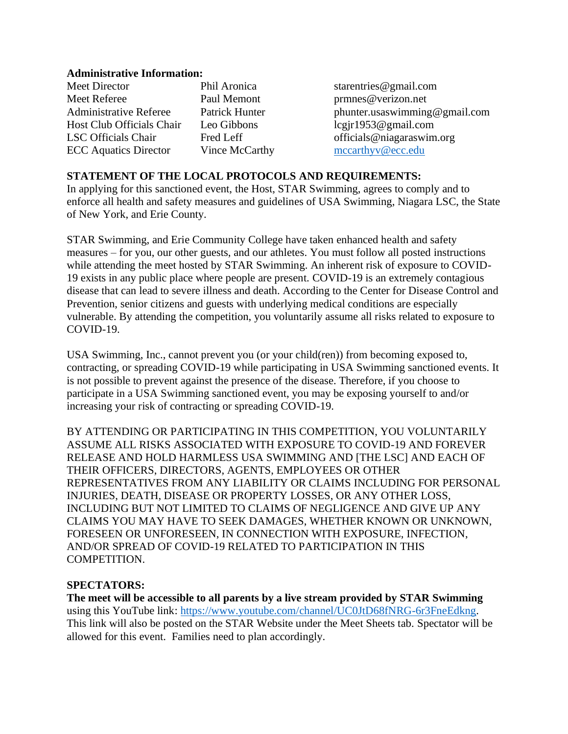**Administrative Information:**

| | | |
|---|---|---|
| Meet Director | Phil Aronica | starentries@gmail.com |
| Meet Referee | Paul Memont | prmnes@verizon.net |
| Administrative Referee | Patrick Hunter | phunter.usaswimming@gmail.com |
| Host Club Officials Chair | Leo Gibbons | lcgjr1953@gmail.com |
| LSC Officials Chair | Fred Leff | officials@niagaraswim.org |
| ECC Aquatics Director | Vince McCarthy | mccarthyv@ecc.edu |

**STATEMENT OF THE LOCAL PROTOCOLS AND REQUIREMENTS:**

In applying for this sanctioned event, the Host, STAR Swimming, agrees to comply and to enforce all health and safety measures and guidelines of USA Swimming, Niagara LSC, the State of New York, and Erie County.

STAR Swimming, and Erie Community College have taken enhanced health and safety measures – for you, our other guests, and our athletes. You must follow all posted instructions while attending the meet hosted by STAR Swimming. An inherent risk of exposure to COVID-19 exists in any public place where people are present. COVID-19 is an extremely contagious disease that can lead to severe illness and death. According to the Center for Disease Control and Prevention, senior citizens and guests with underlying medical conditions are especially vulnerable. By attending the competition, you voluntarily assume all risks related to exposure to COVID-19.

USA Swimming, Inc., cannot prevent you (or your child(ren)) from becoming exposed to, contracting, or spreading COVID-19 while participating in USA Swimming sanctioned events. It is not possible to prevent against the presence of the disease. Therefore, if you choose to participate in a USA Swimming sanctioned event, you may be exposing yourself to and/or increasing your risk of contracting or spreading COVID-19.

BY ATTENDING OR PARTICIPATING IN THIS COMPETITION, YOU VOLUNTARILY ASSUME ALL RISKS ASSOCIATED WITH EXPOSURE TO COVID-19 AND FOREVER RELEASE AND HOLD HARMLESS USA SWIMMING AND [THE LSC] AND EACH OF THEIR OFFICERS, DIRECTORS, AGENTS, EMPLOYEES OR OTHER REPRESENTATIVES FROM ANY LIABILITY OR CLAIMS INCLUDING FOR PERSONAL INJURIES, DEATH, DISEASE OR PROPERTY LOSSES, OR ANY OTHER LOSS, INCLUDING BUT NOT LIMITED TO CLAIMS OF NEGLIGENCE AND GIVE UP ANY CLAIMS YOU MAY HAVE TO SEEK DAMAGES, WHETHER KNOWN OR UNKNOWN, FORESEEN OR UNFORESEEN, IN CONNECTION WITH EXPOSURE, INFECTION, AND/OR SPREAD OF COVID-19 RELATED TO PARTICIPATION IN THIS COMPETITION.

**SPECTATORS:**

**The meet will be accessible to all parents by a live stream provided by STAR Swimming** using this YouTube link: https://www.youtube.com/channel/UC0JtD68fNRG-6r3FneEdkng. This link will also be posted on the STAR Website under the Meet Sheets tab. Spectator will be allowed for this event. Families need to plan accordingly.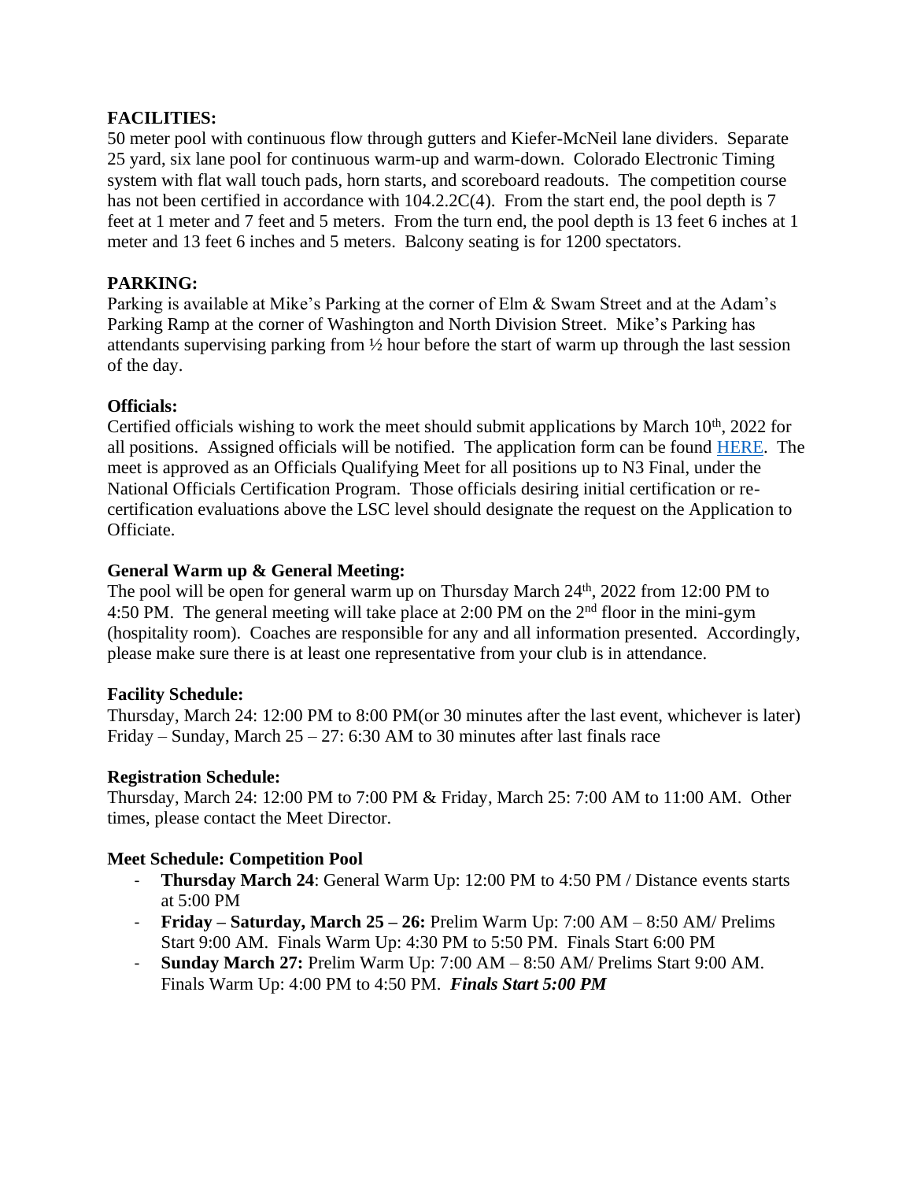**FACILITIES:**
50 meter pool with continuous flow through gutters and Kiefer-McNeil lane dividers. Separate 25 yard, six lane pool for continuous warm-up and warm-down. Colorado Electronic Timing system with flat wall touch pads, horn starts, and scoreboard readouts. The competition course has not been certified in accordance with 104.2.2C(4). From the start end, the pool depth is 7 feet at 1 meter and 7 feet and 5 meters. From the turn end, the pool depth is 13 feet 6 inches at 1 meter and 13 feet 6 inches and 5 meters. Balcony seating is for 1200 spectators.

**PARKING:**
Parking is available at Mike's Parking at the corner of Elm & Swam Street and at the Adam's Parking Ramp at the corner of Washington and North Division Street. Mike's Parking has attendants supervising parking from ½ hour before the start of warm up through the last session of the day.

**Officials:**
Certified officials wishing to work the meet should submit applications by March 10th, 2022 for all positions. Assigned officials will be notified. The application form can be found HERE. The meet is approved as an Officials Qualifying Meet for all positions up to N3 Final, under the National Officials Certification Program. Those officials desiring initial certification or re-certification evaluations above the LSC level should designate the request on the Application to Officiate.

**General Warm up & General Meeting:**
The pool will be open for general warm up on Thursday March 24th, 2022 from 12:00 PM to 4:50 PM. The general meeting will take place at 2:00 PM on the 2nd floor in the mini-gym (hospitality room). Coaches are responsible for any and all information presented. Accordingly, please make sure there is at least one representative from your club is in attendance.

**Facility Schedule:**
Thursday, March 24: 12:00 PM to 8:00 PM(or 30 minutes after the last event, whichever is later)
Friday – Sunday, March 25 – 27: 6:30 AM to 30 minutes after last finals race

**Registration Schedule:**
Thursday, March 24: 12:00 PM to 7:00 PM & Friday, March 25: 7:00 AM to 11:00 AM. Other times, please contact the Meet Director.

**Meet Schedule: Competition Pool**

- **Thursday March 24**: General Warm Up: 12:00 PM to 4:50 PM / Distance events starts at 5:00 PM
- **Friday – Saturday, March 25 – 26:** Prelim Warm Up: 7:00 AM – 8:50 AM/ Prelims Start 9:00 AM. Finals Warm Up: 4:30 PM to 5:50 PM. Finals Start 6:00 PM
- **Sunday March 27:** Prelim Warm Up: 7:00 AM – 8:50 AM/ Prelims Start 9:00 AM. Finals Warm Up: 4:00 PM to 4:50 PM. ***Finals Start 5:00 PM***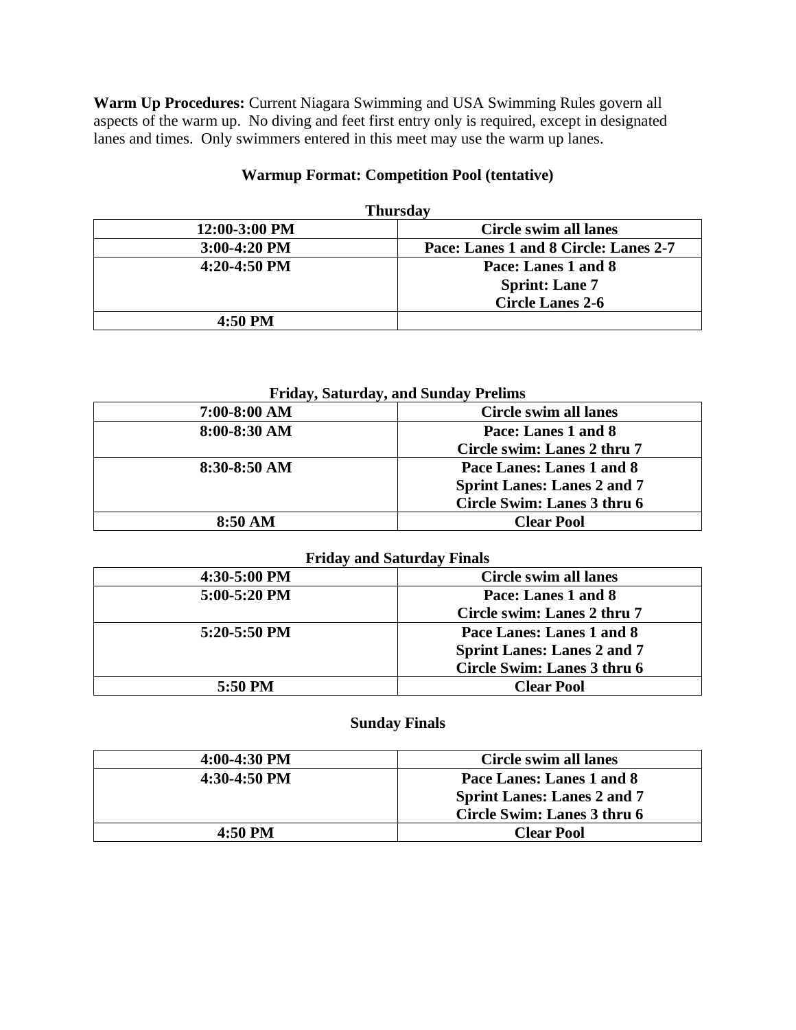**Warm Up Procedures:** Current Niagara Swimming and USA Swimming Rules govern all aspects of the warm up. No diving and feet first entry only is required, except in designated lanes and times. Only swimmers entered in this meet may use the warm up lanes.

## Warmup Format: Competition Pool (tentative)

**Thursday**

| 12:00-3:00 PM | Circle swim all lanes |
|---|---|
| 3:00-4:20 PM | Pace: Lanes 1 and 8 Circle: Lanes 2-7 |
| 4:20-4:50 PM | Pace: Lanes 1 and 8<br>Sprint: Lane 7<br>Circle Lanes 2-6 |
| 4:50 PM | |

**Friday, Saturday, and Sunday Prelims**

| 7:00-8:00 AM | Circle swim all lanes |
|---|---|
| 8:00-8:30 AM | Pace: Lanes 1 and 8<br>Circle swim: Lanes 2 thru 7 |
| 8:30-8:50 AM | Pace Lanes: Lanes 1 and 8<br>Sprint Lanes: Lanes 2 and 7<br>Circle Swim: Lanes 3 thru 6 |
| 8:50 AM | Clear Pool |

**Friday and Saturday Finals**

| 4:30-5:00 PM | Circle swim all lanes |
|---|---|
| 5:00-5:20 PM | Pace: Lanes 1 and 8<br>Circle swim: Lanes 2 thru 7 |
| 5:20-5:50 PM | Pace Lanes: Lanes 1 and 8<br>Sprint Lanes: Lanes 2 and 7<br>Circle Swim: Lanes 3 thru 6 |
| 5:50 PM | Clear Pool |

**Sunday Finals**

| 4:00-4:30 PM | Circle swim all lanes |
|---|---|
| 4:30-4:50 PM | Pace Lanes: Lanes 1 and 8<br>Sprint Lanes: Lanes 2 and 7<br>Circle Swim: Lanes 3 thru 6 |
| 4:50 PM | Clear Pool |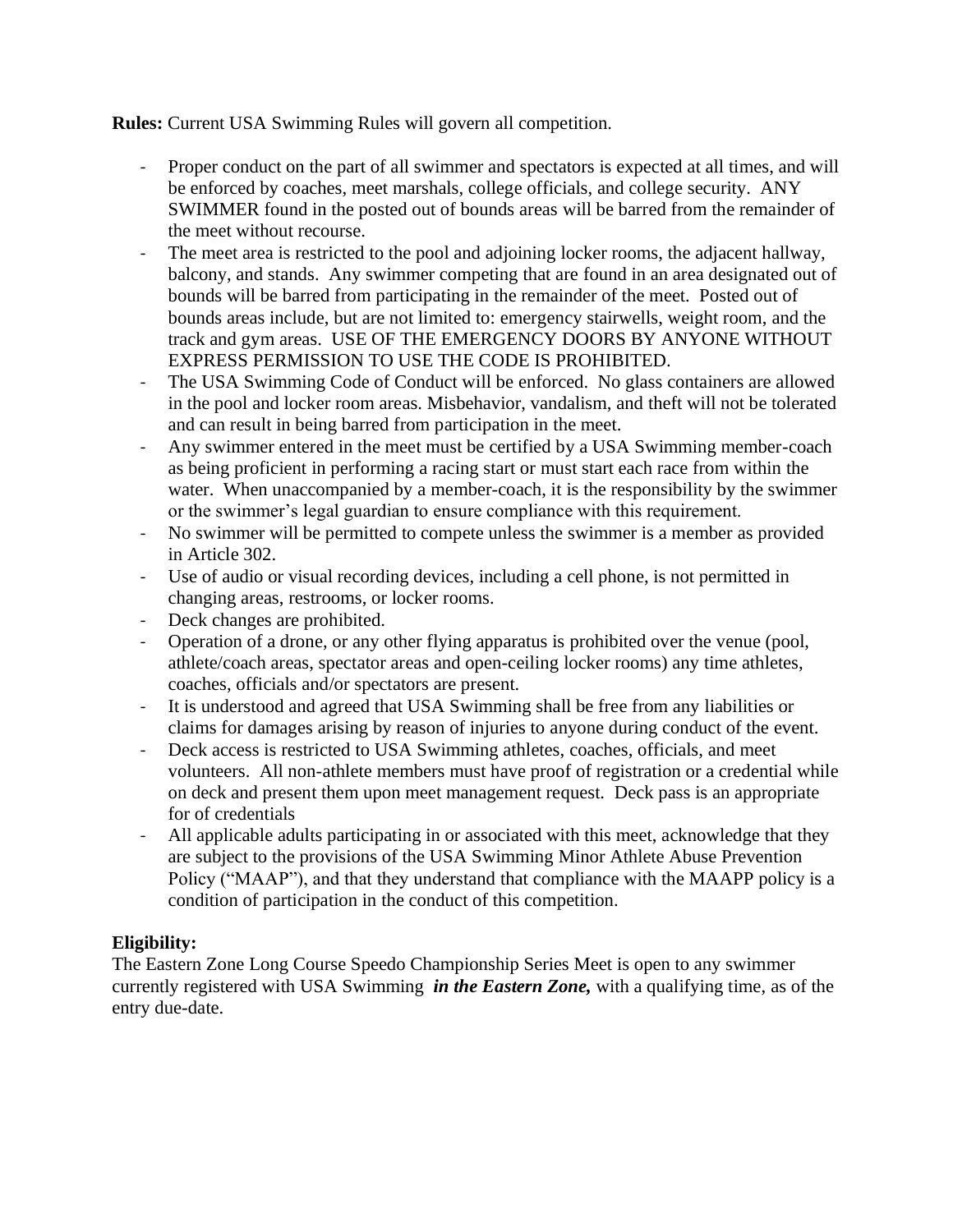**Rules:** Current USA Swimming Rules will govern all competition.

- Proper conduct on the part of all swimmer and spectators is expected at all times, and will be enforced by coaches, meet marshals, college officials, and college security. ANY SWIMMER found in the posted out of bounds areas will be barred from the remainder of the meet without recourse.
- The meet area is restricted to the pool and adjoining locker rooms, the adjacent hallway, balcony, and stands. Any swimmer competing that are found in an area designated out of bounds will be barred from participating in the remainder of the meet. Posted out of bounds areas include, but are not limited to: emergency stairwells, weight room, and the track and gym areas. USE OF THE EMERGENCY DOORS BY ANYONE WITHOUT EXPRESS PERMISSION TO USE THE CODE IS PROHIBITED.
- The USA Swimming Code of Conduct will be enforced. No glass containers are allowed in the pool and locker room areas. Misbehavior, vandalism, and theft will not be tolerated and can result in being barred from participation in the meet.
- Any swimmer entered in the meet must be certified by a USA Swimming member-coach as being proficient in performing a racing start or must start each race from within the water. When unaccompanied by a member-coach, it is the responsibility by the swimmer or the swimmer's legal guardian to ensure compliance with this requirement.
- No swimmer will be permitted to compete unless the swimmer is a member as provided in Article 302.
- Use of audio or visual recording devices, including a cell phone, is not permitted in changing areas, restrooms, or locker rooms.
- Deck changes are prohibited.
- Operation of a drone, or any other flying apparatus is prohibited over the venue (pool, athlete/coach areas, spectator areas and open-ceiling locker rooms) any time athletes, coaches, officials and/or spectators are present.
- It is understood and agreed that USA Swimming shall be free from any liabilities or claims for damages arising by reason of injuries to anyone during conduct of the event.
- Deck access is restricted to USA Swimming athletes, coaches, officials, and meet volunteers. All non-athlete members must have proof of registration or a credential while on deck and present them upon meet management request. Deck pass is an appropriate for of credentials
- All applicable adults participating in or associated with this meet, acknowledge that they are subject to the provisions of the USA Swimming Minor Athlete Abuse Prevention Policy ("MAAP"), and that they understand that compliance with the MAAPP policy is a condition of participation in the conduct of this competition.

**Eligibility:**

The Eastern Zone Long Course Speedo Championship Series Meet is open to any swimmer currently registered with USA Swimming ***in the Eastern Zone,*** with a qualifying time, as of the entry due-date.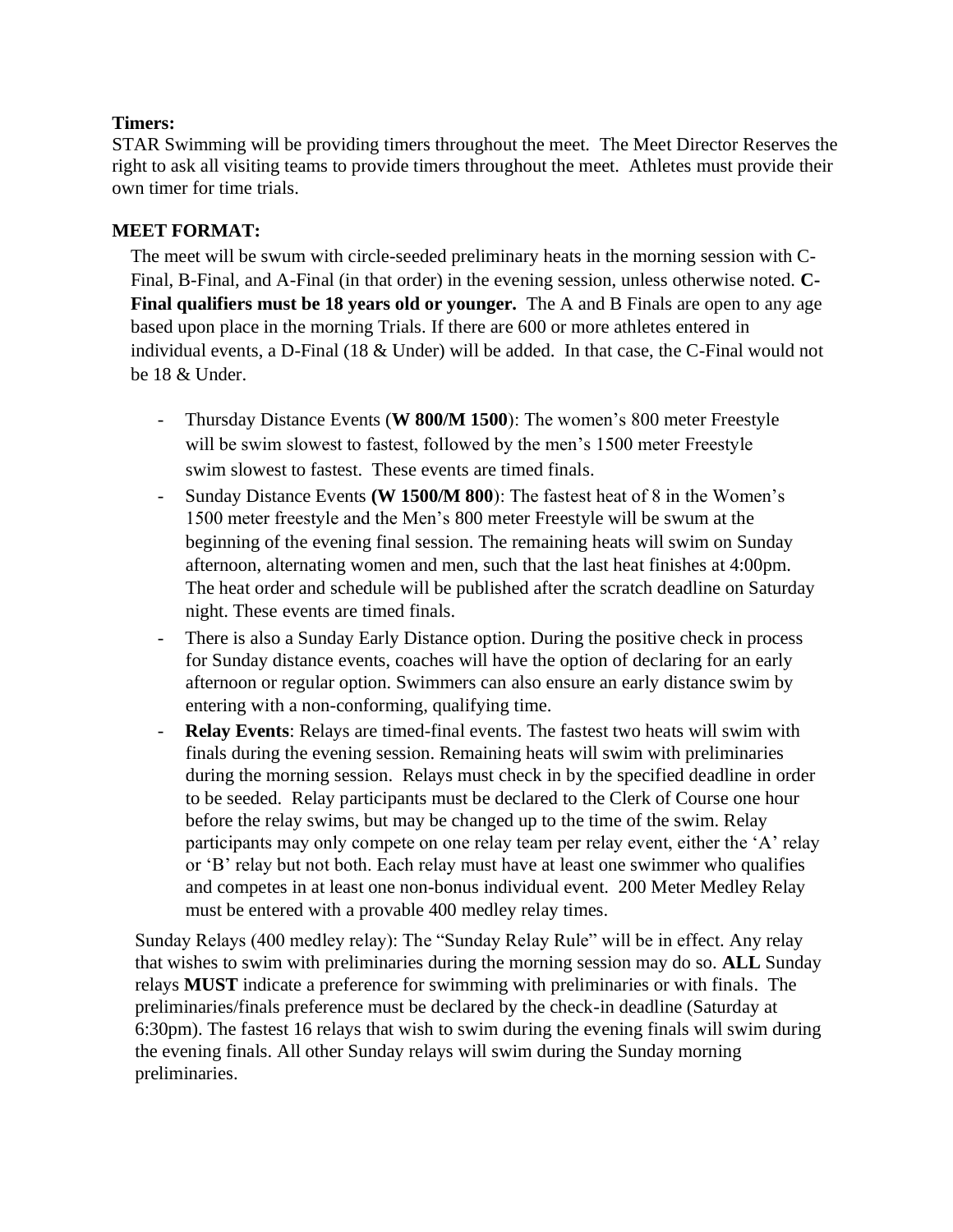**Timers:**
STAR Swimming will be providing timers throughout the meet. The Meet Director Reserves the right to ask all visiting teams to provide timers throughout the meet. Athletes must provide their own timer for time trials.

**MEET FORMAT:**

The meet will be swum with circle-seeded preliminary heats in the morning session with C-Final, B-Final, and A-Final (in that order) in the evening session, unless otherwise noted. **C-Final qualifiers must be 18 years old or younger.** The A and B Finals are open to any age based upon place in the morning Trials. If there are 600 or more athletes entered in individual events, a D-Final (18 & Under) will be added. In that case, the C-Final would not be 18 & Under.

- Thursday Distance Events (**W 800/M 1500**): The women's 800 meter Freestyle will be swim slowest to fastest, followed by the men's 1500 meter Freestyle swim slowest to fastest. These events are timed finals.
- Sunday Distance Events **(W 1500/M 800)**: The fastest heat of 8 in the Women's 1500 meter freestyle and the Men's 800 meter Freestyle will be swum at the beginning of the evening final session. The remaining heats will swim on Sunday afternoon, alternating women and men, such that the last heat finishes at 4:00pm. The heat order and schedule will be published after the scratch deadline on Saturday night. These events are timed finals.
- There is also a Sunday Early Distance option. During the positive check in process for Sunday distance events, coaches will have the option of declaring for an early afternoon or regular option. Swimmers can also ensure an early distance swim by entering with a non-conforming, qualifying time.
- **Relay Events**: Relays are timed-final events. The fastest two heats will swim with finals during the evening session. Remaining heats will swim with preliminaries during the morning session. Relays must check in by the specified deadline in order to be seeded. Relay participants must be declared to the Clerk of Course one hour before the relay swims, but may be changed up to the time of the swim. Relay participants may only compete on one relay team per relay event, either the 'A' relay or 'B' relay but not both. Each relay must have at least one swimmer who qualifies and competes in at least one non-bonus individual event. 200 Meter Medley Relay must be entered with a provable 400 medley relay times.

Sunday Relays (400 medley relay): The "Sunday Relay Rule" will be in effect. Any relay that wishes to swim with preliminaries during the morning session may do so. **ALL** Sunday relays **MUST** indicate a preference for swimming with preliminaries or with finals. The preliminaries/finals preference must be declared by the check-in deadline (Saturday at 6:30pm). The fastest 16 relays that wish to swim during the evening finals will swim during the evening finals. All other Sunday relays will swim during the Sunday morning preliminaries.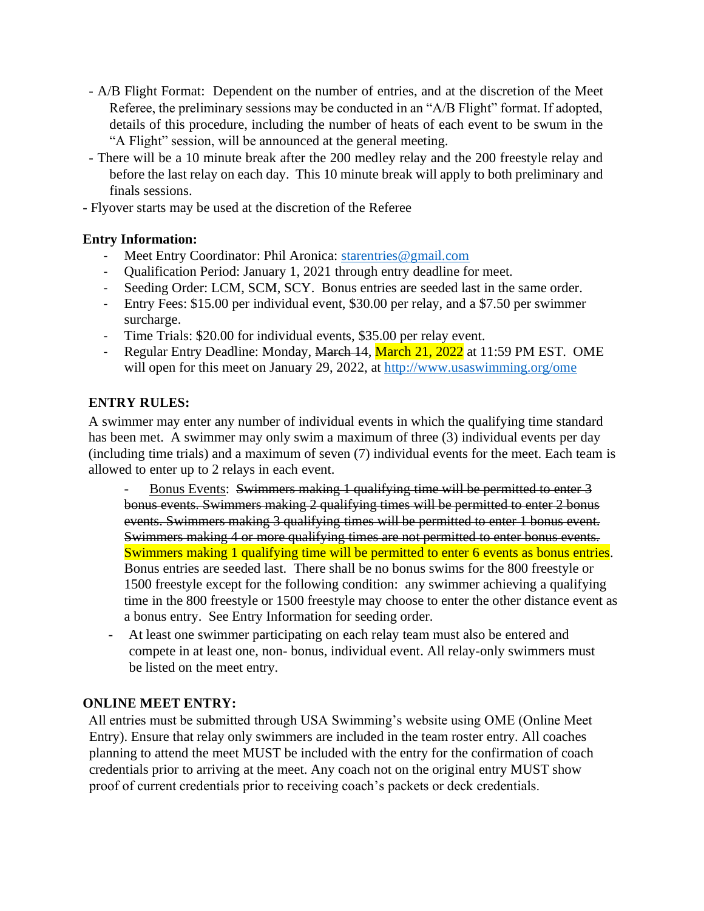- A/B Flight Format: Dependent on the number of entries, and at the discretion of the Meet Referee, the preliminary sessions may be conducted in an "A/B Flight" format. If adopted, details of this procedure, including the number of heats of each event to be swum in the "A Flight" session, will be announced at the general meeting.
- There will be a 10 minute break after the 200 medley relay and the 200 freestyle relay and before the last relay on each day. This 10 minute break will apply to both preliminary and finals sessions.
- Flyover starts may be used at the discretion of the Referee

**Entry Information:**

- Meet Entry Coordinator: Phil Aronica: starentries@gmail.com
- Qualification Period: January 1, 2021 through entry deadline for meet.
- Seeding Order: LCM, SCM, SCY. Bonus entries are seeded last in the same order.
- Entry Fees: $15.00 per individual event, $30.00 per relay, and a $7.50 per swimmer surcharge.
- Time Trials: $20.00 for individual events, $35.00 per relay event.
- Regular Entry Deadline: Monday, ~~March 14~~, March 21, 2022 at 11:59 PM EST. OME will open for this meet on January 29, 2022, at http://www.usaswimming.org/ome

**ENTRY RULES:**

A swimmer may enter any number of individual events in which the qualifying time standard has been met. A swimmer may only swim a maximum of three (3) individual events per day (including time trials) and a maximum of seven (7) individual events for the meet. Each team is allowed to enter up to 2 relays in each event.

- Bonus Events: ~~Swimmers making 1 qualifying time will be permitted to enter 3 bonus events. Swimmers making 2 qualifying times will be permitted to enter 2 bonus events. Swimmers making 3 qualifying times will be permitted to enter 1 bonus event. Swimmers making 4 or more qualifying times are not permitted to enter bonus events.~~ Swimmers making 1 qualifying time will be permitted to enter 6 events as bonus entries. Bonus entries are seeded last. There shall be no bonus swims for the 800 freestyle or 1500 freestyle except for the following condition: any swimmer achieving a qualifying time in the 800 freestyle or 1500 freestyle may choose to enter the other distance event as a bonus entry. See Entry Information for seeding order.
- At least one swimmer participating on each relay team must also be entered and compete in at least one, non- bonus, individual event. All relay-only swimmers must be listed on the meet entry.

**ONLINE MEET ENTRY:**

All entries must be submitted through USA Swimming's website using OME (Online Meet Entry). Ensure that relay only swimmers are included in the team roster entry. All coaches planning to attend the meet MUST be included with the entry for the confirmation of coach credentials prior to arriving at the meet. Any coach not on the original entry MUST show proof of current credentials prior to receiving coach's packets or deck credentials.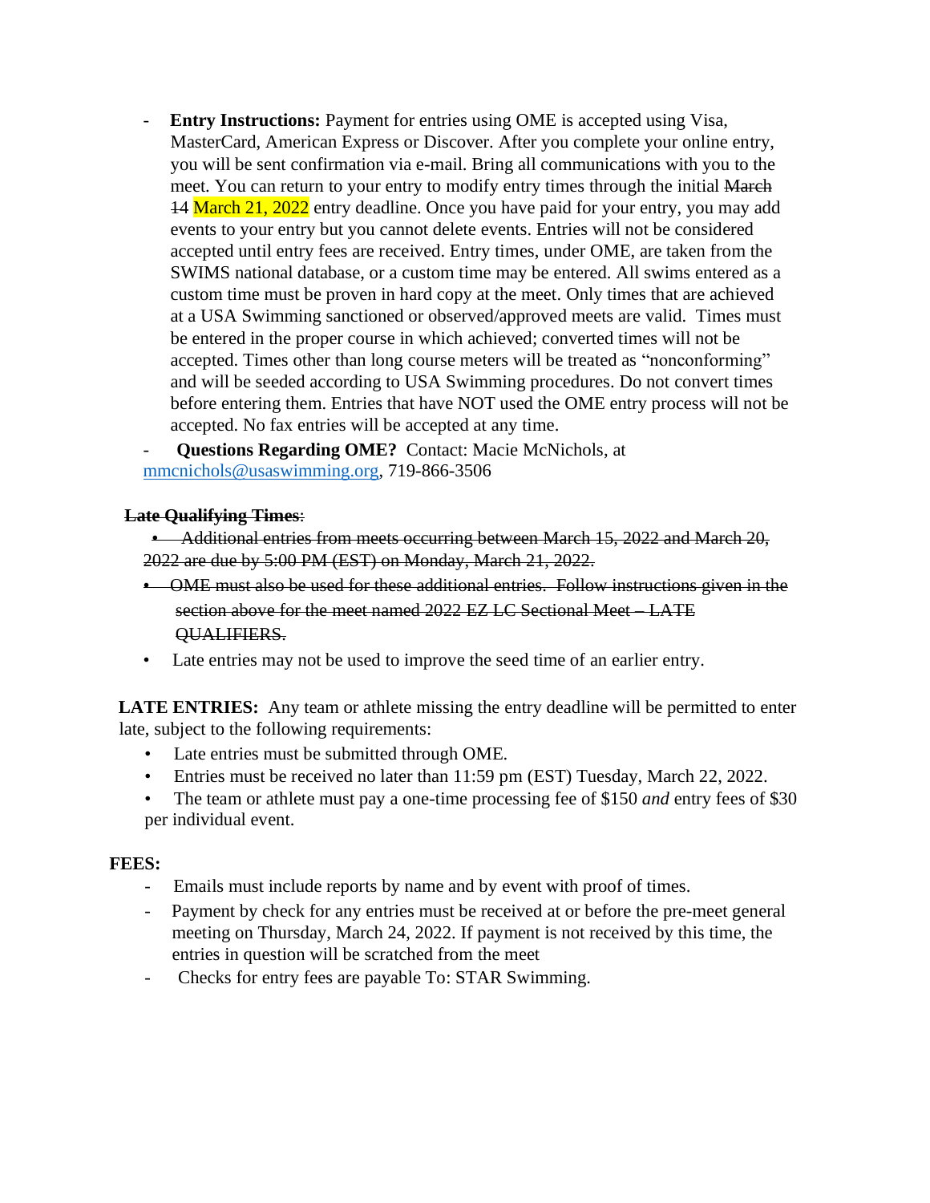- **Entry Instructions:** Payment for entries using OME is accepted using Visa, MasterCard, American Express or Discover. After you complete your online entry, you will be sent confirmation via e-mail. Bring all communications with you to the meet. You can return to your entry to modify entry times through the initial ~~March 14~~ March 21, 2022 entry deadline. Once you have paid for your entry, you may add events to your entry but you cannot delete events. Entries will not be considered accepted until entry fees are received. Entry times, under OME, are taken from the SWIMS national database, or a custom time may be entered. All swims entered as a custom time must be proven in hard copy at the meet. Only times that are achieved at a USA Swimming sanctioned or observed/approved meets are valid. Times must be entered in the proper course in which achieved; converted times will not be accepted. Times other than long course meters will be treated as "nonconforming" and will be seeded according to USA Swimming procedures. Do not convert times before entering them. Entries that have NOT used the OME entry process will not be accepted. No fax entries will be accepted at any time.
- **Questions Regarding OME?** Contact: Macie McNichols, at mmcnichols@usaswimming.org, 719-866-3506

~~**Late Qualifying Times**~~:

- ~~Additional entries from meets occurring between March 15, 2022 and March 20, 2022 are due by 5:00 PM (EST) on Monday, March 21, 2022.~~
- ~~OME must also be used for these additional entries. Follow instructions given in the section above for the meet named 2022 EZ LC Sectional Meet – LATE QUALIFIERS.~~
- Late entries may not be used to improve the seed time of an earlier entry.

**LATE ENTRIES:** Any team or athlete missing the entry deadline will be permitted to enter late, subject to the following requirements:

- Late entries must be submitted through OME.
- Entries must be received no later than 11:59 pm (EST) Tuesday, March 22, 2022.
- The team or athlete must pay a one-time processing fee of $150 *and* entry fees of $30 per individual event.

**FEES:**

- Emails must include reports by name and by event with proof of times.
- Payment by check for any entries must be received at or before the pre-meet general meeting on Thursday, March 24, 2022. If payment is not received by this time, the entries in question will be scratched from the meet
- Checks for entry fees are payable To: STAR Swimming.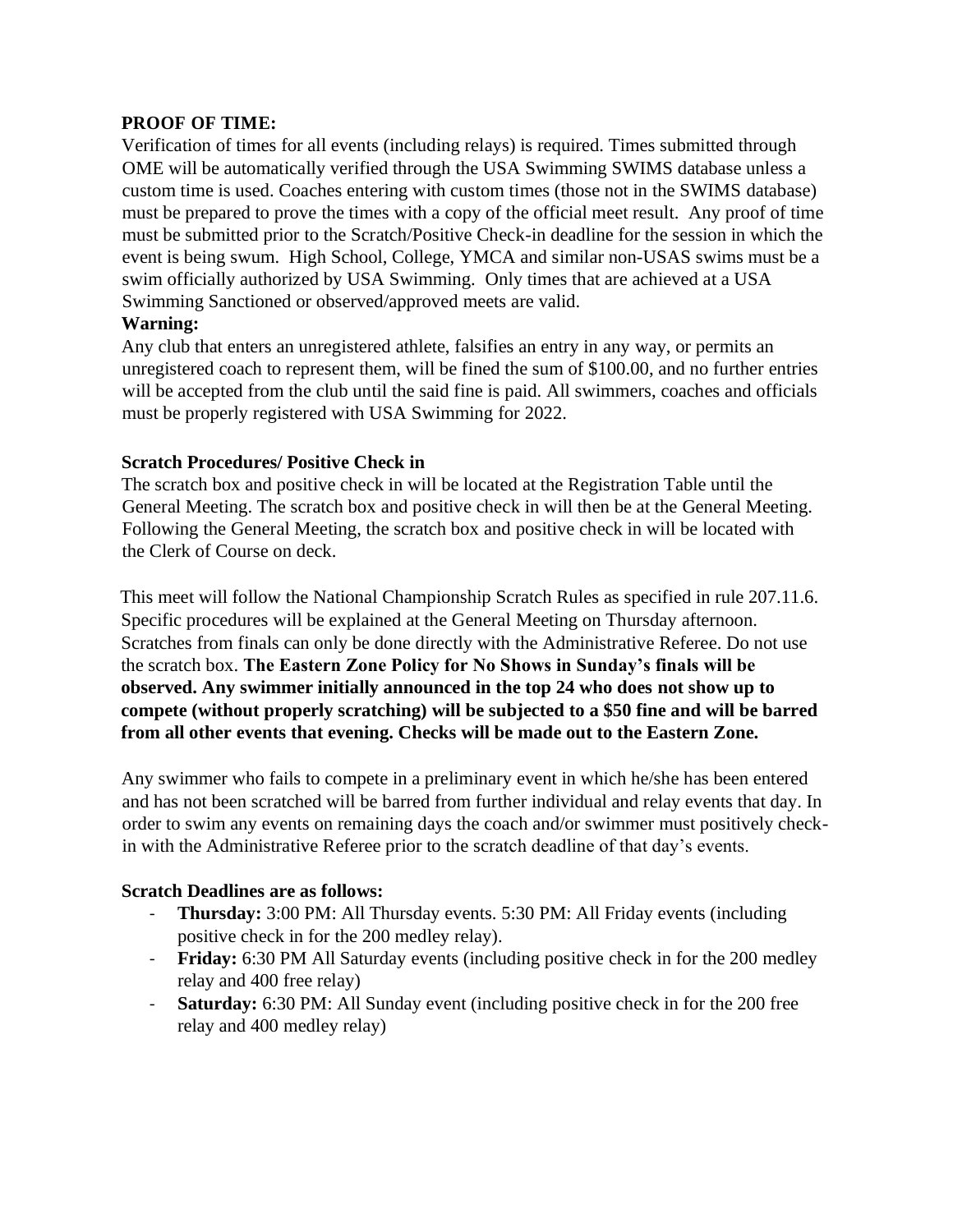**PROOF OF TIME:**

Verification of times for all events (including relays) is required. Times submitted through OME will be automatically verified through the USA Swimming SWIMS database unless a custom time is used. Coaches entering with custom times (those not in the SWIMS database) must be prepared to prove the times with a copy of the official meet result. Any proof of time must be submitted prior to the Scratch/Positive Check-in deadline for the session in which the event is being swum. High School, College, YMCA and similar non-USAS swims must be a swim officially authorized by USA Swimming. Only times that are achieved at a USA Swimming Sanctioned or observed/approved meets are valid.

**Warning:**

Any club that enters an unregistered athlete, falsifies an entry in any way, or permits an unregistered coach to represent them, will be fined the sum of $100.00, and no further entries will be accepted from the club until the said fine is paid. All swimmers, coaches and officials must be properly registered with USA Swimming for 2022.

**Scratch Procedures/ Positive Check in**

The scratch box and positive check in will be located at the Registration Table until the General Meeting. The scratch box and positive check in will then be at the General Meeting. Following the General Meeting, the scratch box and positive check in will be located with the Clerk of Course on deck.

This meet will follow the National Championship Scratch Rules as specified in rule 207.11.6. Specific procedures will be explained at the General Meeting on Thursday afternoon. Scratches from finals can only be done directly with the Administrative Referee. Do not use the scratch box. **The Eastern Zone Policy for No Shows in Sunday's finals will be observed. Any swimmer initially announced in the top 24 who does not show up to compete (without properly scratching) will be subjected to a $50 fine and will be barred from all other events that evening. Checks will be made out to the Eastern Zone.**

Any swimmer who fails to compete in a preliminary event in which he/she has been entered and has not been scratched will be barred from further individual and relay events that day. In order to swim any events on remaining days the coach and/or swimmer must positively check-in with the Administrative Referee prior to the scratch deadline of that day's events.

**Scratch Deadlines are as follows:**

- **Thursday:** 3:00 PM: All Thursday events. 5:30 PM: All Friday events (including positive check in for the 200 medley relay).
- **Friday:** 6:30 PM All Saturday events (including positive check in for the 200 medley relay and 400 free relay)
- **Saturday:** 6:30 PM: All Sunday event (including positive check in for the 200 free relay and 400 medley relay)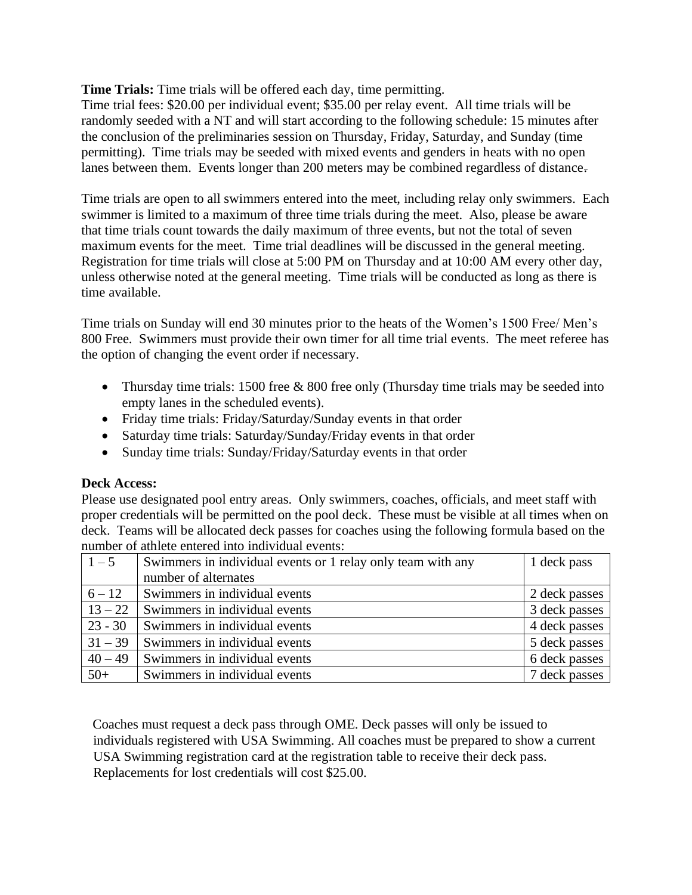**Time Trials:** Time trials will be offered each day, time permitting.
Time trial fees: $20.00 per individual event; $35.00 per relay event. All time trials will be randomly seeded with a NT and will start according to the following schedule: 15 minutes after the conclusion of the preliminaries session on Thursday, Friday, Saturday, and Sunday (time permitting). Time trials may be seeded with mixed events and genders in heats with no open lanes between them. Events longer than 200 meters may be combined regardless of distance.

Time trials are open to all swimmers entered into the meet, including relay only swimmers. Each swimmer is limited to a maximum of three time trials during the meet. Also, please be aware that time trials count towards the daily maximum of three events, but not the total of seven maximum events for the meet. Time trial deadlines will be discussed in the general meeting. Registration for time trials will close at 5:00 PM on Thursday and at 10:00 AM every other day, unless otherwise noted at the general meeting. Time trials will be conducted as long as there is time available.

Time trials on Sunday will end 30 minutes prior to the heats of the Women's 1500 Free/ Men's 800 Free. Swimmers must provide their own timer for all time trial events. The meet referee has the option of changing the event order if necessary.

- Thursday time trials: 1500 free & 800 free only (Thursday time trials may be seeded into empty lanes in the scheduled events).
- Friday time trials: Friday/Saturday/Sunday events in that order
- Saturday time trials: Saturday/Sunday/Friday events in that order
- Sunday time trials: Sunday/Friday/Saturday events in that order

**Deck Access:**
Please use designated pool entry areas. Only swimmers, coaches, officials, and meet staff with proper credentials will be permitted on the pool deck. These must be visible at all times when on deck. Teams will be allocated deck passes for coaches using the following formula based on the number of athlete entered into individual events:

| | | |
|---|---|---|
| 1 – 5 | Swimmers in individual events or 1 relay only team with any number of alternates | 1 deck pass |
| 6 – 12 | Swimmers in individual events | 2 deck passes |
| 13 – 22 | Swimmers in individual events | 3 deck passes |
| 23 - 30 | Swimmers in individual events | 4 deck passes |
| 31 – 39 | Swimmers in individual events | 5 deck passes |
| 40 – 49 | Swimmers in individual events | 6 deck passes |
| 50+ | Swimmers in individual events | 7 deck passes |

Coaches must request a deck pass through OME. Deck passes will only be issued to individuals registered with USA Swimming. All coaches must be prepared to show a current USA Swimming registration card at the registration table to receive their deck pass. Replacements for lost credentials will cost $25.00.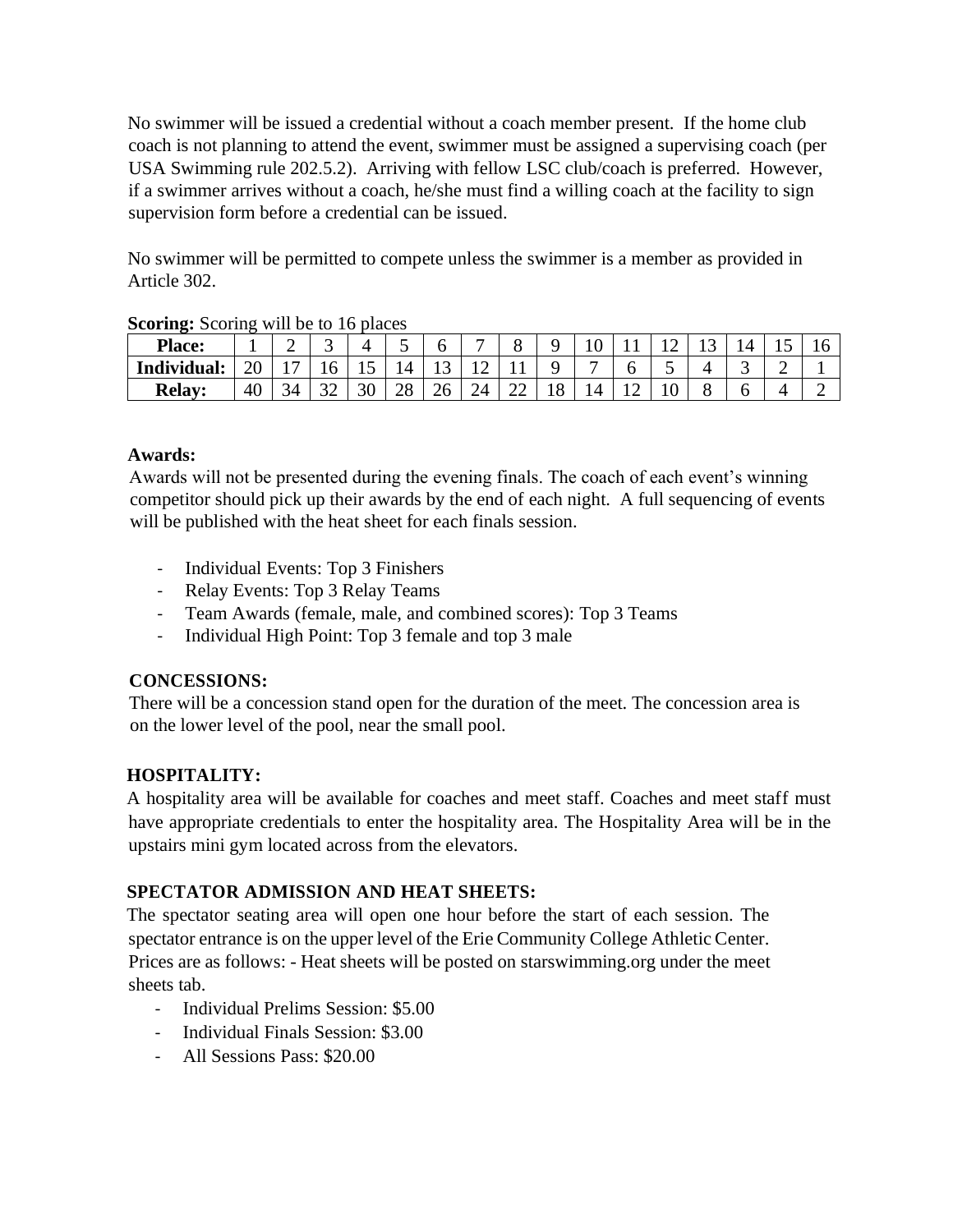No swimmer will be issued a credential without a coach member present. If the home club coach is not planning to attend the event, swimmer must be assigned a supervising coach (per USA Swimming rule 202.5.2). Arriving with fellow LSC club/coach is preferred. However, if a swimmer arrives without a coach, he/she must find a willing coach at the facility to sign supervision form before a credential can be issued.

No swimmer will be permitted to compete unless the swimmer is a member as provided in Article 302.

**Scoring:** Scoring will be to 16 places

| **Place:** | 1 | 2 | 3 | 4 | 5 | 6 | 7 | 8 | 9 | 10 | 11 | 12 | 13 | 14 | 15 | 16 |
|---|---|---|---|---|---|---|---|---|---|---|---|---|---|---|---|---|
| **Individual:** | 20 | 17 | 16 | 15 | 14 | 13 | 12 | 11 | 9 | 7 | 6 | 5 | 4 | 3 | 2 | 1 |
| **Relay:** | 40 | 34 | 32 | 30 | 28 | 26 | 24 | 22 | 18 | 14 | 12 | 10 | 8 | 6 | 4 | 2 |

**Awards:**

Awards will not be presented during the evening finals. The coach of each event's winning competitor should pick up their awards by the end of each night. A full sequencing of events will be published with the heat sheet for each finals session.

- Individual Events: Top 3 Finishers
- Relay Events: Top 3 Relay Teams
- Team Awards (female, male, and combined scores): Top 3 Teams
- Individual High Point: Top 3 female and top 3 male

**CONCESSIONS:**

There will be a concession stand open for the duration of the meet. The concession area is on the lower level of the pool, near the small pool.

**HOSPITALITY:**

A hospitality area will be available for coaches and meet staff. Coaches and meet staff must have appropriate credentials to enter the hospitality area. The Hospitality Area will be in the upstairs mini gym located across from the elevators.

**SPECTATOR ADMISSION AND HEAT SHEETS:**

The spectator seating area will open one hour before the start of each session. The spectator entrance is on the upper level of the Erie Community College Athletic Center. Prices are as follows: - Heat sheets will be posted on starswimming.org under the meet sheets tab.

- Individual Prelims Session: $5.00
- Individual Finals Session: $3.00
- All Sessions Pass: $20.00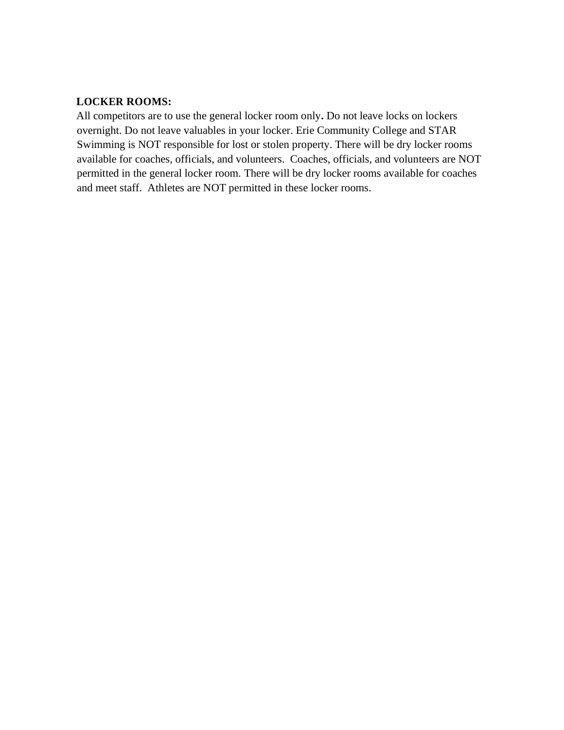**LOCKER ROOMS:**

All competitors are to use the general locker room only**.** Do not leave locks on lockers overnight. Do not leave valuables in your locker. Erie Community College and STAR Swimming is NOT responsible for lost or stolen property. There will be dry locker rooms available for coaches, officials, and volunteers. Coaches, officials, and volunteers are NOT permitted in the general locker room. There will be dry locker rooms available for coaches and meet staff. Athletes are NOT permitted in these locker rooms.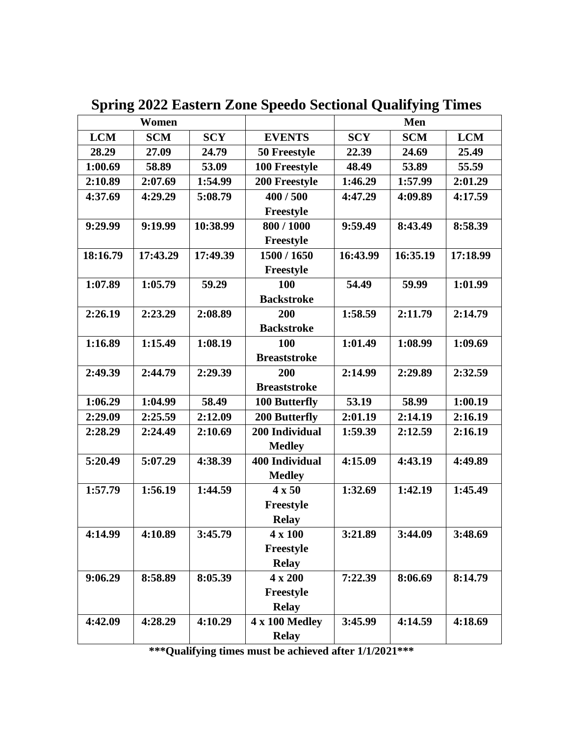# Spring 2022 Eastern Zone Speedo Sectional Qualifying Times

| Women | | | | Men | | |
|---|---|---|---|---|---|---|
| **LCM** | **SCM** | **SCY** | **EVENTS** | **SCY** | **SCM** | **LCM** |
| 28.29 | 27.09 | 24.79 | 50 Freestyle | 22.39 | 24.69 | 25.49 |
| 1:00.69 | 58.89 | 53.09 | 100 Freestyle | 48.49 | 53.89 | 55.59 |
| 2:10.89 | 2:07.69 | 1:54.99 | 200 Freestyle | 1:46.29 | 1:57.99 | 2:01.29 |
| 4:37.69 | 4:29.29 | 5:08.79 | 400 / 500 Freestyle | 4:47.29 | 4:09.89 | 4:17.59 |
| 9:29.99 | 9:19.99 | 10:38.99 | 800 / 1000 Freestyle | 9:59.49 | 8:43.49 | 8:58.39 |
| 18:16.79 | 17:43.29 | 17:49.39 | 1500 / 1650 Freestyle | 16:43.99 | 16:35.19 | 17:18.99 |
| 1:07.89 | 1:05.79 | 59.29 | 100 Backstroke | 54.49 | 59.99 | 1:01.99 |
| 2:26.19 | 2:23.29 | 2:08.89 | 200 Backstroke | 1:58.59 | 2:11.79 | 2:14.79 |
| 1:16.89 | 1:15.49 | 1:08.19 | 100 Breaststroke | 1:01.49 | 1:08.99 | 1:09.69 |
| 2:49.39 | 2:44.79 | 2:29.39 | 200 Breaststroke | 2:14.99 | 2:29.89 | 2:32.59 |
| 1:06.29 | 1:04.99 | 58.49 | 100 Butterfly | 53.19 | 58.99 | 1:00.19 |
| 2:29.09 | 2:25.59 | 2:12.09 | 200 Butterfly | 2:01.19 | 2:14.19 | 2:16.19 |
| 2:28.29 | 2:24.49 | 2:10.69 | 200 Individual Medley | 1:59.39 | 2:12.59 | 2:16.19 |
| 5:20.49 | 5:07.29 | 4:38.39 | 400 Individual Medley | 4:15.09 | 4:43.19 | 4:49.89 |
| 1:57.79 | 1:56.19 | 1:44.59 | 4 x 50 Freestyle Relay | 1:32.69 | 1:42.19 | 1:45.49 |
| 4:14.99 | 4:10.89 | 3:45.79 | 4 x 100 Freestyle Relay | 3:21.89 | 3:44.09 | 3:48.69 |
| 9:06.29 | 8:58.89 | 8:05.39 | 4 x 200 Freestyle Relay | 7:22.39 | 8:06.69 | 8:14.79 |
| 4:42.09 | 4:28.29 | 4:10.29 | 4 x 100 Medley Relay | 3:45.99 | 4:14.59 | 4:18.69 |

**\*\*\*Qualifying times must be achieved after 1/1/2021\*\*\***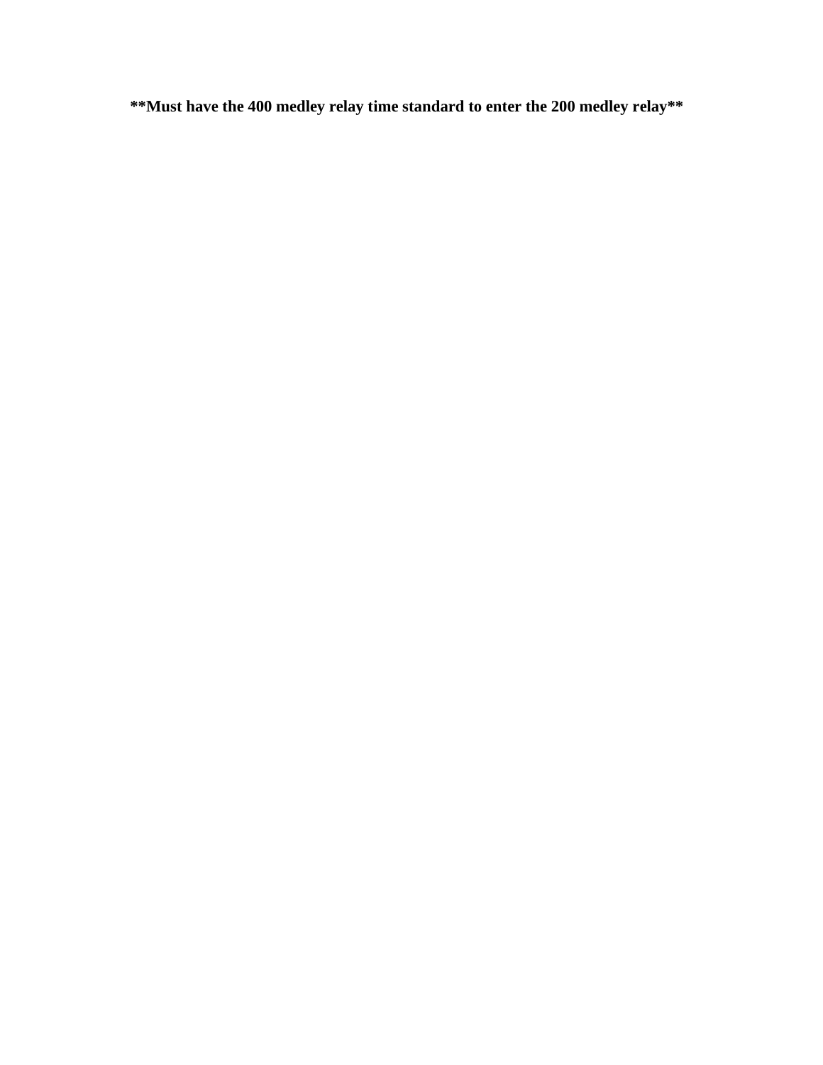**Must have the 400 medley relay time standard to enter the 200 medley relay**